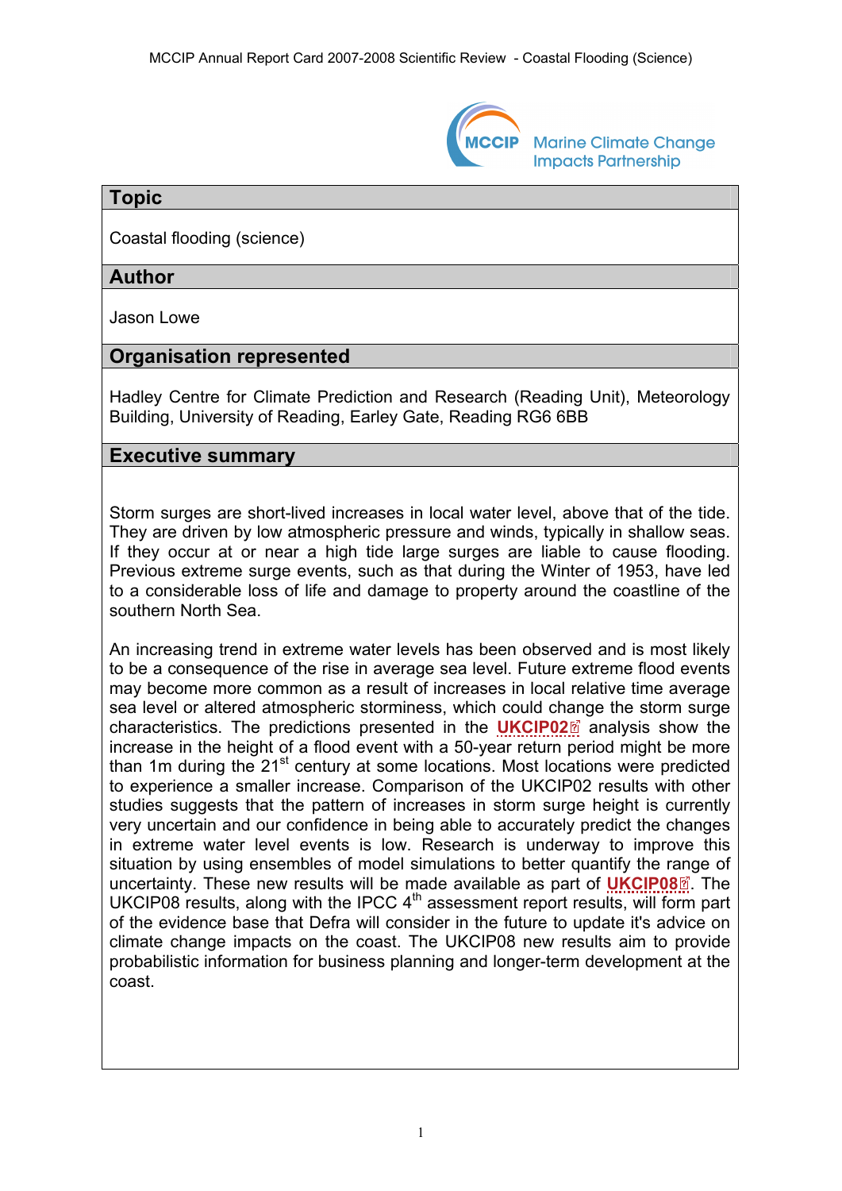## Topic

Coastal flooding (science)

## Author

Jason Lowe

## Organisation represented

Hadley Centre for Climate Prediction and Research (Reading Unit), Meteorology Building, University of Reading, Earley Gate, Reading RG6 6BB

## Executive summary

Storm surges are short-lived increases in local water level, above that of the tide. They are driven by low atmospheric pressure and winds, typically in shallow seas. If they occur at or near a high tide large surges are liable to cause flooding. Previous extreme surge events, such as that during the Winter of 1953, have led to a considerable loss of life and damage to property around the coastline of the southern North Sea.

An increasing trend in extreme water levels has been observed and is most likely to be a consequence of the rise in average sea level. Future extreme flood events may become more common as a result of increases in local relative time average sea level or altered atmospheric storminess, which could change the storm surge characteristics. The predictions presented in the **UKCIP02** analysis show the increase in the height of a flood event with a 50-year return period might be more than 1m during the 21st century at some locations. Most locations were predicted to experience a smaller increase. Comparison of the UKCIP02 results with other studies suggests that the pattern of increases in storm surge height is currently very uncertain and our confidence in being able to accurately predict the changes in extreme water level events is low. Research is underway to improve this situation by using ensembles of model simulations to better quantify the range of uncertainty. These new results will be made available as part of **UKCIP08**. The UKCIP08 results, along with the IPCC 4th assessment report results, will form part of the evidence base that Defra will consider in the future to update it's advice on climate change impacts on the coast. The UKCIP08 new results aim to provide probabilistic information for business planning and longer-term development at the coast.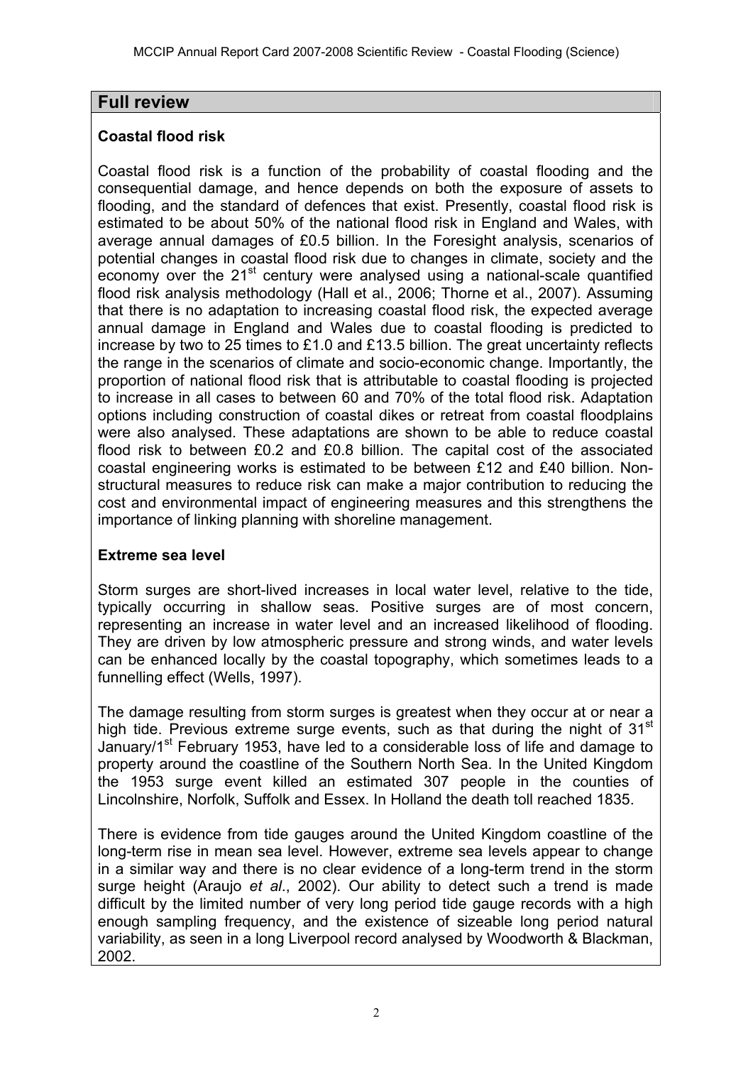## Full review

### Coastal flood risk

Coastal flood risk is a function of the probability of coastal flooding and the consequential damage, and hence depends on both the exposure of assets to flooding, and the standard of defences that exist. Presently, coastal flood risk is estimated to be about 50% of the national flood risk in England and Wales, with average annual damages of £0.5 billion. In the Foresight analysis, scenarios of potential changes in coastal flood risk due to changes in climate, society and the economy over the 21st century were analysed using a national-scale quantified flood risk analysis methodology (Hall et al., 2006; Thorne et al., 2007). Assuming that there is no adaptation to increasing coastal flood risk, the expected average annual damage in England and Wales due to coastal flooding is predicted to increase by two to 25 times to £1.0 and £13.5 billion. The great uncertainty reflects the range in the scenarios of climate and socio-economic change. Importantly, the proportion of national flood risk that is attributable to coastal flooding is projected to increase in all cases to between 60 and 70% of the total flood risk. Adaptation options including construction of coastal dikes or retreat from coastal floodplains were also analysed. These adaptations are shown to be able to reduce coastal flood risk to between £0.2 and £0.8 billion. The capital cost of the associated coastal engineering works is estimated to be between £12 and £40 billion. Non-structural measures to reduce risk can make a major contribution to reducing the cost and environmental impact of engineering measures and this strengthens the importance of linking planning with shoreline management.

### Extreme sea level

Storm surges are short-lived increases in local water level, relative to the tide, typically occurring in shallow seas. Positive surges are of most concern, representing an increase in water level and an increased likelihood of flooding. They are driven by low atmospheric pressure and strong winds, and water levels can be enhanced locally by the coastal topography, which sometimes leads to a funnelling effect (Wells, 1997).

The damage resulting from storm surges is greatest when they occur at or near a high tide. Previous extreme surge events, such as that during the night of 31st January/1st February 1953, have led to a considerable loss of life and damage to property around the coastline of the Southern North Sea. In the United Kingdom the 1953 surge event killed an estimated 307 people in the counties of Lincolnshire, Norfolk, Suffolk and Essex. In Holland the death toll reached 1835.

There is evidence from tide gauges around the United Kingdom coastline of the long-term rise in mean sea level. However, extreme sea levels appear to change in a similar way and there is no clear evidence of a long-term trend in the storm surge height (Araujo *et al*., 2002). Our ability to detect such a trend is made difficult by the limited number of very long period tide gauge records with a high enough sampling frequency, and the existence of sizeable long period natural variability, as seen in a long Liverpool record analysed by Woodworth & Blackman, 2002.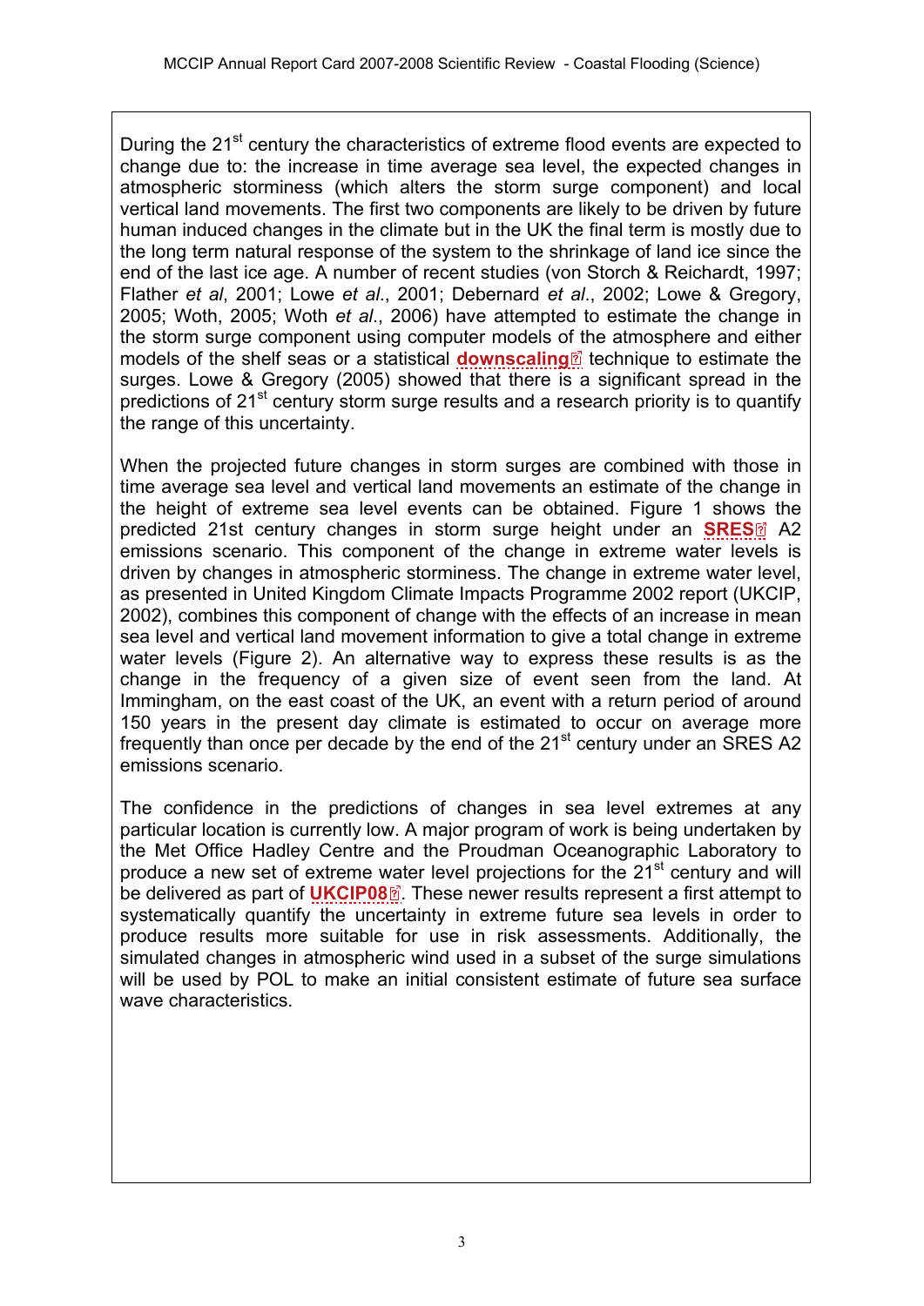During the 21st century the characteristics of extreme flood events are expected to change due to: the increase in time average sea level, the expected changes in atmospheric storminess (which alters the storm surge component) and local vertical land movements. The first two components are likely to be driven by future human induced changes in the climate but in the UK the final term is mostly due to the long term natural response of the system to the shrinkage of land ice since the end of the last ice age. A number of recent studies (von Storch & Reichardt, 1997; Flather *et al*, 2001; Lowe *et al*., 2001; Debernard *et al*., 2002; Lowe & Gregory, 2005; Woth, 2005; Woth *et al*., 2006) have attempted to estimate the change in the storm surge component using computer models of the atmosphere and either models of the shelf seas or a statistical **downscaling** technique to estimate the surges. Lowe & Gregory (2005) showed that there is a significant spread in the predictions of 21st century storm surge results and a research priority is to quantify the range of this uncertainty.

When the projected future changes in storm surges are combined with those in time average sea level and vertical land movements an estimate of the change in the height of extreme sea level events can be obtained. Figure 1 shows the predicted 21st century changes in storm surge height under an **SRES** A2 emissions scenario. This component of the change in extreme water levels is driven by changes in atmospheric storminess. The change in extreme water level, as presented in United Kingdom Climate Impacts Programme 2002 report (UKCIP, 2002), combines this component of change with the effects of an increase in mean sea level and vertical land movement information to give a total change in extreme water levels (Figure 2). An alternative way to express these results is as the change in the frequency of a given size of event seen from the land. At Immingham, on the east coast of the UK, an event with a return period of around 150 years in the present day climate is estimated to occur on average more frequently than once per decade by the end of the 21st century under an SRES A2 emissions scenario.

The confidence in the predictions of changes in sea level extremes at any particular location is currently low. A major program of work is being undertaken by the Met Office Hadley Centre and the Proudman Oceanographic Laboratory to produce a new set of extreme water level projections for the 21st century and will be delivered as part of **UKCIP08**. These newer results represent a first attempt to systematically quantify the uncertainty in extreme future sea levels in order to produce results more suitable for use in risk assessments. Additionally, the simulated changes in atmospheric wind used in a subset of the surge simulations will be used by POL to make an initial consistent estimate of future sea surface wave characteristics.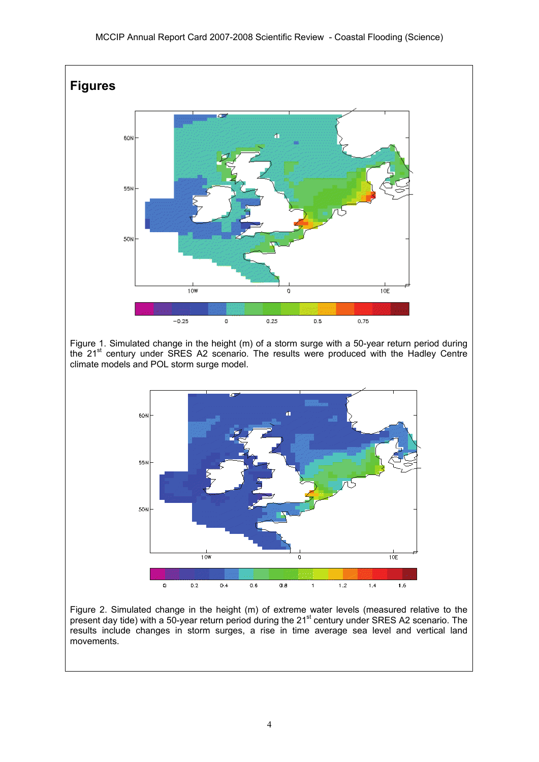## Figures

Figure 1. Simulated change in the height (m) of a storm surge with a 50-year return period during the 21st century under SRES A2 scenario. The results were produced with the Hadley Centre climate models and POL storm surge model.

Figure 2. Simulated change in the height (m) of extreme water levels (measured relative to the present day tide) with a 50-year return period during the 21st century under SRES A2 scenario. The results include changes in storm surges, a rise in time average sea level and vertical land movements.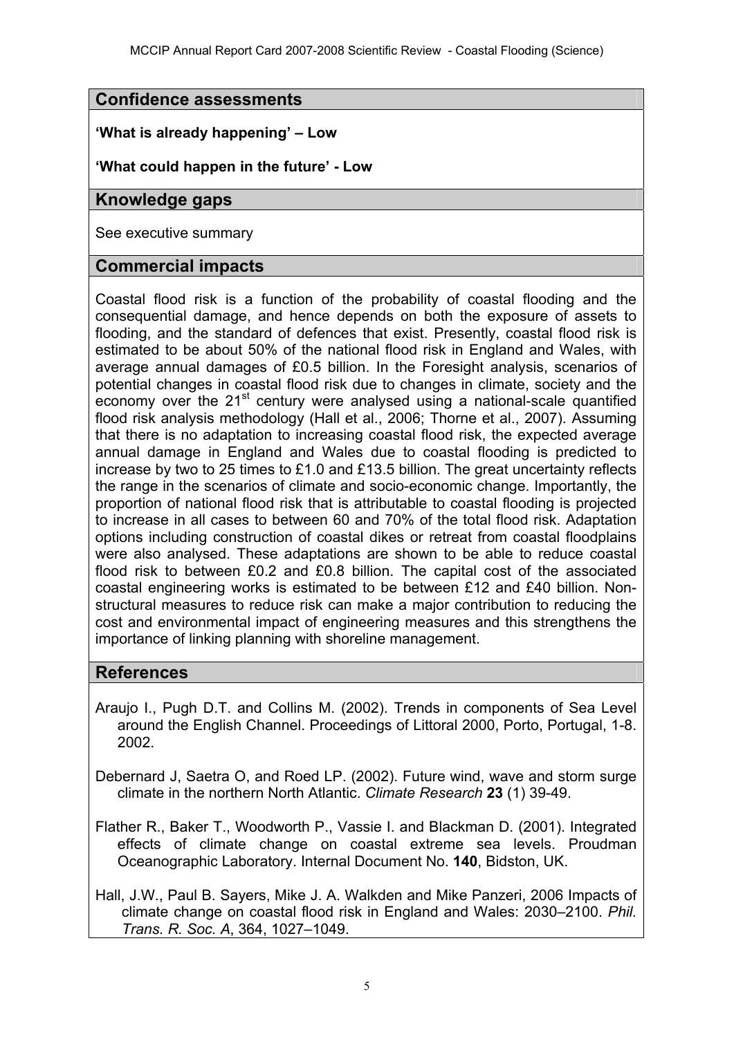## Confidence assessments

**'What is already happening' – Low**

**'What could happen in the future' - Low**

## Knowledge gaps

See executive summary

## Commercial impacts

Coastal flood risk is a function of the probability of coastal flooding and the consequential damage, and hence depends on both the exposure of assets to flooding, and the standard of defences that exist. Presently, coastal flood risk is estimated to be about 50% of the national flood risk in England and Wales, with average annual damages of £0.5 billion. In the Foresight analysis, scenarios of potential changes in coastal flood risk due to changes in climate, society and the economy over the 21st century were analysed using a national-scale quantified flood risk analysis methodology (Hall et al., 2006; Thorne et al., 2007). Assuming that there is no adaptation to increasing coastal flood risk, the expected average annual damage in England and Wales due to coastal flooding is predicted to increase by two to 25 times to £1.0 and £13.5 billion. The great uncertainty reflects the range in the scenarios of climate and socio-economic change. Importantly, the proportion of national flood risk that is attributable to coastal flooding is projected to increase in all cases to between 60 and 70% of the total flood risk. Adaptation options including construction of coastal dikes or retreat from coastal floodplains were also analysed. These adaptations are shown to be able to reduce coastal flood risk to between £0.2 and £0.8 billion. The capital cost of the associated coastal engineering works is estimated to be between £12 and £40 billion. Non-structural measures to reduce risk can make a major contribution to reducing the cost and environmental impact of engineering measures and this strengthens the importance of linking planning with shoreline management.

## References

Araujo I., Pugh D.T. and Collins M. (2002). Trends in components of Sea Level around the English Channel. Proceedings of Littoral 2000, Porto, Portugal, 1-8. 2002.

Debernard J, Saetra O, and Roed LP. (2002). Future wind, wave and storm surge climate in the northern North Atlantic. *Climate Research* **23** (1) 39-49.

Flather R., Baker T., Woodworth P., Vassie I. and Blackman D. (2001). Integrated effects of climate change on coastal extreme sea levels. Proudman Oceanographic Laboratory. Internal Document No. **140**, Bidston, UK.

Hall, J.W., Paul B. Sayers, Mike J. A. Walkden and Mike Panzeri, 2006 Impacts of climate change on coastal flood risk in England and Wales: 2030–2100. *Phil. Trans. R. Soc. A*, 364, 1027–1049.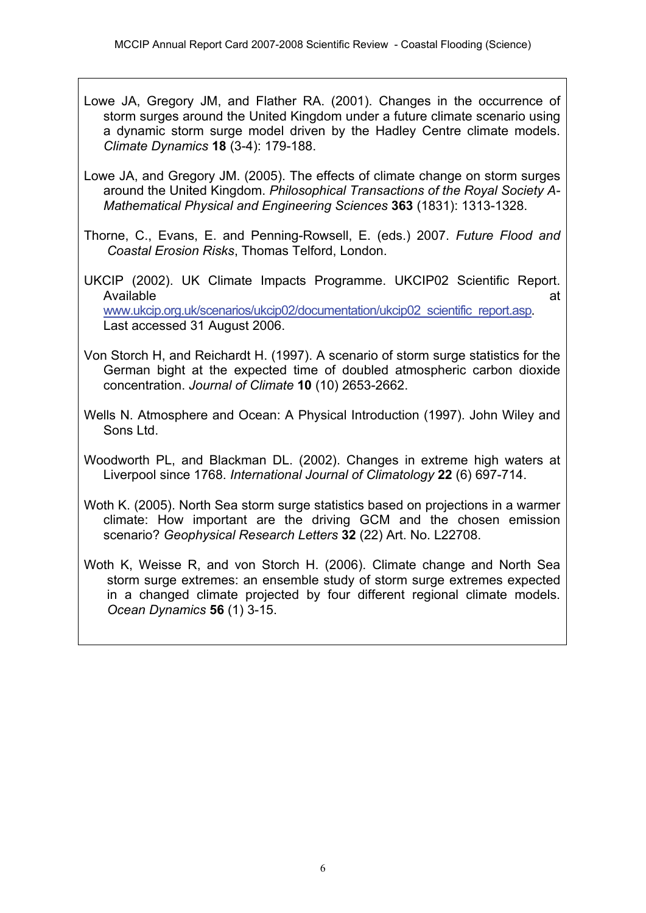Lowe JA, Gregory JM, and Flather RA. (2001). Changes in the occurrence of storm surges around the United Kingdom under a future climate scenario using a dynamic storm surge model driven by the Hadley Centre climate models. *Climate Dynamics* **18** (3-4): 179-188.

Lowe JA, and Gregory JM. (2005). The effects of climate change on storm surges around the United Kingdom. *Philosophical Transactions of the Royal Society A-Mathematical Physical and Engineering Sciences* **363** (1831): 1313-1328.

Thorne, C., Evans, E. and Penning-Rowsell, E. (eds.) 2007. *Future Flood and Coastal Erosion Risks*, Thomas Telford, London.

UKCIP (2002). UK Climate Impacts Programme. UKCIP02 Scientific Report. Available at www.ukcip.org.uk/scenarios/ukcip02/documentation/ukcip02_scientific_report.asp. Last accessed 31 August 2006.

Von Storch H, and Reichardt H. (1997). A scenario of storm surge statistics for the German bight at the expected time of doubled atmospheric carbon dioxide concentration. *Journal of Climate* **10** (10) 2653-2662.

Wells N. Atmosphere and Ocean: A Physical Introduction (1997). John Wiley and Sons Ltd.

Woodworth PL, and Blackman DL. (2002). Changes in extreme high waters at Liverpool since 1768. *International Journal of Climatology* **22** (6) 697-714.

Woth K. (2005). North Sea storm surge statistics based on projections in a warmer climate: How important are the driving GCM and the chosen emission scenario? *Geophysical Research Letters* **32** (22) Art. No. L22708.

Woth K, Weisse R, and von Storch H. (2006). Climate change and North Sea storm surge extremes: an ensemble study of storm surge extremes expected in a changed climate projected by four different regional climate models. *Ocean Dynamics* **56** (1) 3-15.